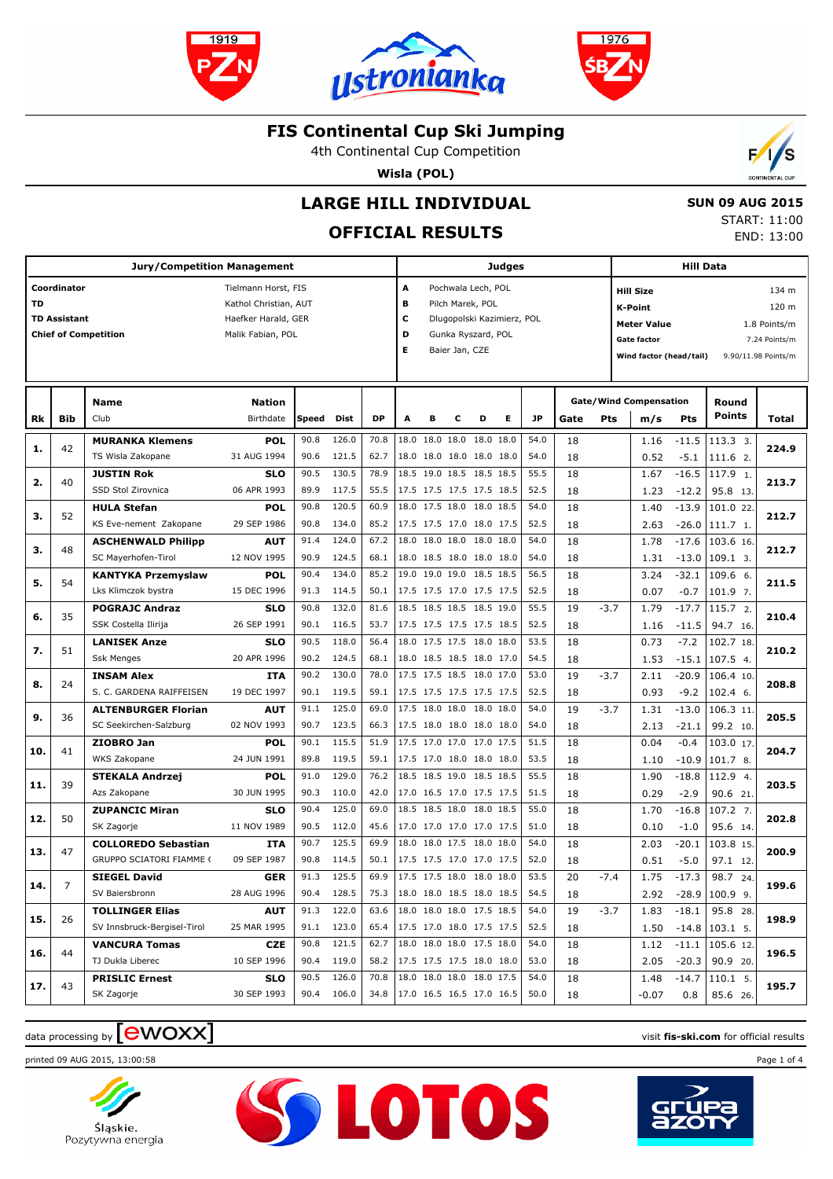# FIS Continental Cup Ski Jumping

4th Continental Cup Competition

**Wisla (POL)**

## LARGE HILL INDIVIDUAL

## OFFICIAL RESULTS

**SUN 09 AUG 2015**
START: 11:00
END: 13:00

| Jury/Competition Management | |
|---|---|
| **Coordinator** | Tielmann Horst, FIS |
| **TD** | Kathol Christian, AUT |
| **TD Assistant** | Haefker Harald, GER |
| **Chief of Competition** | Malik Fabian, POL |

| Judges | |
|---|---|
| **A** | Pochwala Lech, POL |
| **B** | Pilch Marek, POL |
| **C** | Dlugopolski Kazimierz, POL |
| **D** | Gunka Ryszard, POL |
| **E** | Baier Jan, CZE |

| Hill Data | |
|---|---|
| **Hill Size** | 134 m |
| **K-Point** | 120 m |
| **Meter Value** | 1.8 Points/m |
| **Gate factor** | 7.24 Points/m |
| **Wind factor (head/tail)** | 9.90/11.98 Points/m |

| Rk | Bib | Name / Club | Nation / Birthdate | Speed | Dist | DP | A | B | C | D | E | JP | Gate | Pts | m/s | Pts | Round Points | Total |
|---|---|---|---|---|---|---|---|---|---|---|---|---|---|---|---|---|---|---|
| 1. | 42 | **MURANKA Klemens** | **POL** | 90.8 | 126.0 | 70.8 | 18.0 | 18.0 | 18.0 | 18.0 | 18.0 | 54.0 | 18 | | 1.16 | -11.5 | 113.3 3. | 224.9 |
| | | TS Wisla Zakopane | 31 AUG 1994 | 90.6 | 121.5 | 62.7 | 18.0 | 18.0 | 18.0 | 18.0 | 18.0 | 54.0 | 18 | | 0.52 | -5.1 | 111.6 2. | |
| 2. | 40 | **JUSTIN Rok** | **SLO** | 90.5 | 130.5 | 78.9 | 18.5 | 19.0 | 18.5 | 18.5 | 18.5 | 55.5 | 18 | | 1.67 | -16.5 | 117.9 1. | 213.7 |
| | | SSD Stol Zirovnica | 06 APR 1993 | 89.9 | 117.5 | 55.5 | 17.5 | 17.5 | 17.5 | 17.5 | 18.5 | 52.5 | 18 | | 1.23 | -12.2 | 95.8 13. | |
| 3. | 52 | **HULA Stefan** | **POL** | 90.8 | 120.5 | 60.9 | 18.0 | 17.5 | 18.0 | 18.0 | 18.5 | 54.0 | 18 | | 1.40 | -13.9 | 101.0 22. | 212.7 |
| | | KS Eve-nement Zakopane | 29 SEP 1986 | 90.8 | 134.0 | 85.2 | 17.5 | 17.5 | 17.0 | 18.0 | 17.5 | 52.5 | 18 | | 2.63 | -26.0 | 111.7 1. | |
| 3. | 48 | **ASCHENWALD Philipp** | **AUT** | 91.4 | 124.0 | 67.2 | 18.0 | 18.0 | 18.0 | 18.0 | 18.0 | 54.0 | 18 | | 1.78 | -17.6 | 103.6 16. | 212.7 |
| | | SC Mayerhofen-Tirol | 12 NOV 1995 | 90.9 | 124.5 | 68.1 | 18.0 | 18.5 | 18.0 | 18.0 | 18.0 | 54.0 | 18 | | 1.31 | -13.0 | 109.1 3. | |
| 5. | 54 | **KANTYKA Przemyslaw** | **POL** | 90.4 | 134.0 | 85.2 | 19.0 | 19.0 | 19.0 | 18.5 | 18.5 | 56.5 | 18 | | 3.24 | -32.1 | 109.6 6. | 211.5 |
| | | Lks Klimczok bystra | 15 DEC 1996 | 91.3 | 114.5 | 50.1 | 17.5 | 17.5 | 17.0 | 17.5 | 17.5 | 52.5 | 18 | | 0.07 | -0.7 | 101.9 7. | |
| 6. | 35 | **POGRAJC Andraz** | **SLO** | 90.8 | 132.0 | 81.6 | 18.5 | 18.5 | 18.5 | 18.5 | 19.0 | 55.5 | 19 | -3.7 | 1.79 | -17.7 | 115.7 2. | 210.4 |
| | | SSK Costella Ilirija | 26 SEP 1991 | 90.1 | 116.5 | 53.7 | 17.5 | 17.5 | 17.5 | 17.5 | 18.5 | 52.5 | 18 | | 1.16 | -11.5 | 94.7 16. | |
| 7. | 51 | **LANISEK Anze** | **SLO** | 90.5 | 118.0 | 56.4 | 18.0 | 17.5 | 17.5 | 18.0 | 18.0 | 53.5 | 18 | | 0.73 | -7.2 | 102.7 18. | 210.2 |
| | | Ssk Menges | 20 APR 1996 | 90.2 | 124.5 | 68.1 | 18.0 | 18.5 | 18.5 | 18.0 | 17.0 | 54.5 | 18 | | 1.53 | -15.1 | 107.5 4. | |
| 8. | 24 | **INSAM Alex** | **ITA** | 90.2 | 130.0 | 78.0 | 17.5 | 17.5 | 18.5 | 18.0 | 17.0 | 53.0 | 19 | -3.7 | 2.11 | -20.9 | 106.4 10. | 208.8 |
| | | S. C. GARDENA RAIFFEISEN | 19 DEC 1997 | 90.1 | 119.5 | 59.1 | 17.5 | 17.5 | 17.5 | 17.5 | 17.5 | 52.5 | 18 | | 0.93 | -9.2 | 102.4 6. | |
| 9. | 36 | **ALTENBURGER Florian** | **AUT** | 91.1 | 125.0 | 69.0 | 17.5 | 18.0 | 18.0 | 18.0 | 18.0 | 54.0 | 19 | -3.7 | 1.31 | -13.0 | 106.3 11. | 205.5 |
| | | SC Seekirchen-Salzburg | 02 NOV 1993 | 90.7 | 123.5 | 66.3 | 17.5 | 18.0 | 18.0 | 18.0 | 18.0 | 54.0 | 18 | | 2.13 | -21.1 | 99.2 10. | |
| 10. | 41 | **ZIOBRO Jan** | **POL** | 90.1 | 115.5 | 51.9 | 17.5 | 17.0 | 17.0 | 17.0 | 17.5 | 51.5 | 18 | | 0.04 | -0.4 | 103.0 17. | 204.7 |
| | | WKS Zakopane | 24 JUN 1991 | 89.8 | 119.5 | 59.1 | 17.5 | 17.0 | 18.0 | 18.0 | 18.0 | 53.5 | 18 | | 1.10 | -10.9 | 101.7 8. | |
| 11. | 39 | **STEKALA Andrzej** | **POL** | 91.0 | 129.0 | 76.2 | 18.5 | 18.5 | 19.0 | 18.5 | 18.5 | 55.5 | 18 | | 1.90 | -18.8 | 112.9 4. | 203.5 |
| | | Azs Zakopane | 30 JUN 1995 | 90.3 | 110.0 | 42.0 | 17.0 | 16.5 | 17.0 | 17.5 | 17.5 | 51.5 | 18 | | 0.29 | -2.9 | 90.6 21. | |
| 12. | 50 | **ZUPANCIC Miran** | **SLO** | 90.4 | 125.0 | 69.0 | 18.5 | 18.5 | 18.0 | 18.0 | 18.5 | 55.0 | 18 | | 1.70 | -16.8 | 107.2 7. | 202.8 |
| | | SK Zagorje | 11 NOV 1989 | 90.5 | 112.0 | 45.6 | 17.0 | 17.0 | 17.0 | 17.0 | 17.5 | 51.0 | 18 | | 0.10 | -1.0 | 95.6 14. | |
| 13. | 47 | **COLLOREDO Sebastian** | **ITA** | 90.7 | 125.5 | 69.9 | 18.0 | 18.0 | 17.5 | 18.0 | 18.0 | 54.0 | 18 | | 2.03 | -20.1 | 103.8 15. | 200.9 |
| | | GRUPPO SCIATORI FIAMME ( | 09 SEP 1987 | 90.8 | 114.5 | 50.1 | 17.5 | 17.5 | 17.0 | 17.0 | 17.5 | 52.0 | 18 | | 0.51 | -5.0 | 97.1 12. | |
| 14. | 7 | **SIEGEL David** | **GER** | 91.3 | 125.5 | 69.9 | 17.5 | 17.5 | 18.0 | 18.0 | 18.0 | 53.5 | 20 | -7.4 | 1.75 | -17.3 | 98.7 24. | 199.6 |
| | | SV Baiersbronn | 28 AUG 1996 | 90.4 | 128.5 | 75.3 | 18.0 | 18.0 | 18.5 | 18.0 | 18.5 | 54.5 | 18 | | 2.92 | -28.9 | 100.9 9. | |
| 15. | 26 | **TOLLINGER Elias** | **AUT** | 91.3 | 122.0 | 63.6 | 18.0 | 18.0 | 18.0 | 17.5 | 18.5 | 54.0 | 19 | -3.7 | 1.83 | -18.1 | 95.8 28. | 198.9 |
| | | SV Innsbruck-Bergisel-Tirol | 25 MAR 1995 | 91.1 | 123.0 | 65.4 | 17.5 | 17.0 | 18.0 | 17.5 | 17.5 | 52.5 | 18 | | 1.50 | -14.8 | 103.1 5. | |
| 16. | 44 | **VANCURA Tomas** | **CZE** | 90.8 | 121.5 | 62.7 | 18.0 | 18.0 | 18.0 | 17.5 | 18.0 | 54.0 | 18 | | 1.12 | -11.1 | 105.6 12. | 196.5 |
| | | TJ Dukla Liberec | 10 SEP 1996 | 90.4 | 119.0 | 58.2 | 17.5 | 17.5 | 17.5 | 18.0 | 18.0 | 53.0 | 18 | | 2.05 | -20.3 | 90.9 20. | |
| 17. | 43 | **PRISLIC Ernest** | **SLO** | 90.5 | 126.0 | 70.8 | 18.0 | 18.0 | 18.0 | 18.0 | 17.5 | 54.0 | 18 | | 1.48 | -14.7 | 110.1 5. | 195.7 |
| | | SK Zagorje | 30 SEP 1993 | 90.4 | 106.0 | 34.8 | 17.0 | 16.5 | 16.5 | 17.0 | 16.5 | 50.0 | 18 | | -0.07 | 0.8 | 85.6 26. | |

data processing by ewoxx — visit fis-ski.com for official results

printed 09 AUG 2015, 13:00:58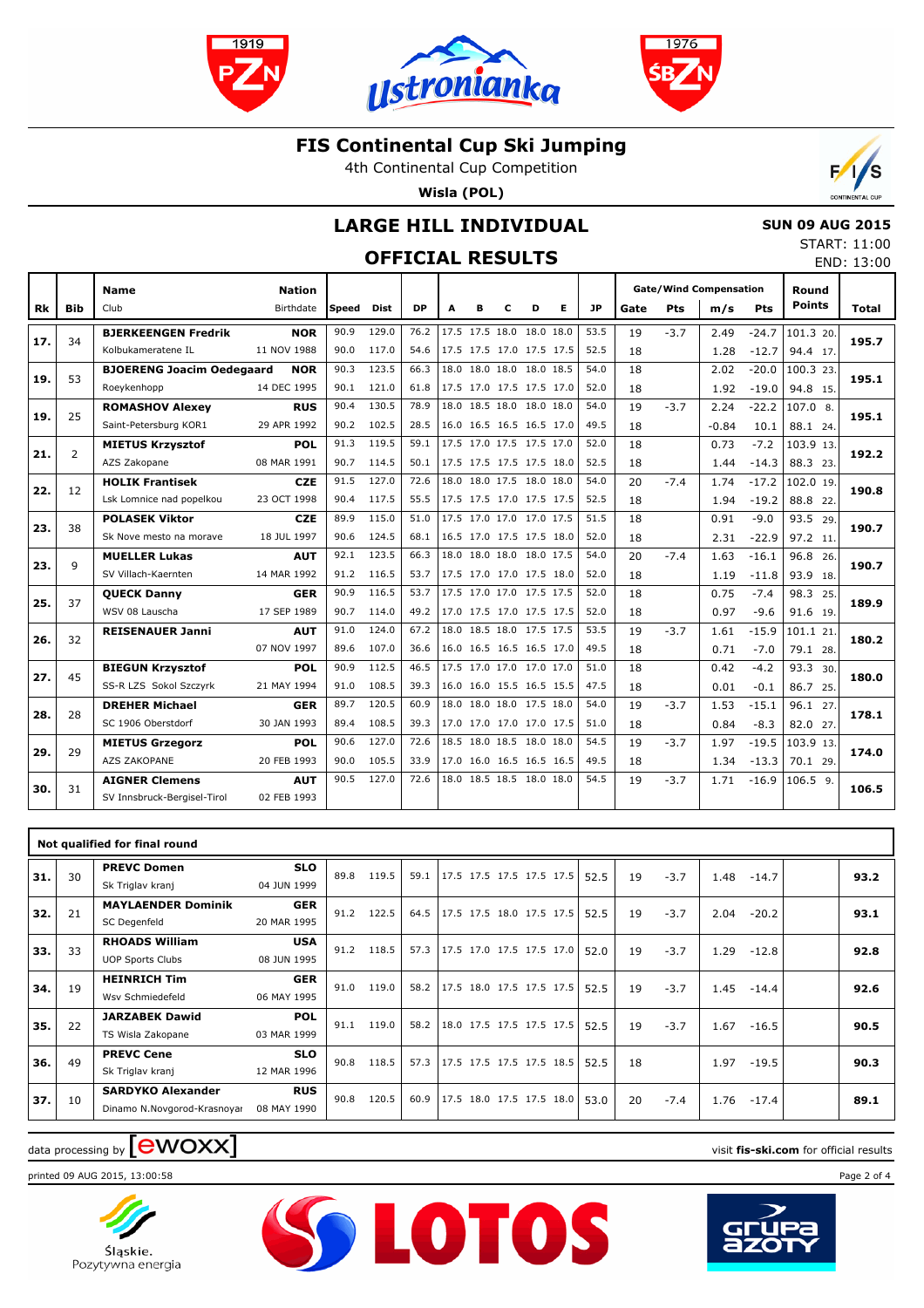# FIS Continental Cup Ski Jumping

4th Continental Cup Competition

**Wisla (POL)**

## LARGE HILL INDIVIDUAL

## OFFICIAL RESULTS

**SUN 09 AUG 2015**
START: 11:00
END: 13:00

| Rk | Bib | Name / Club | Nation / Birthdate | Speed | Dist | DP | A | B | C | D | E | JP | Gate | Pts | m/s | Pts | Round Points | Total |
|---|---|---|---|---|---|---|---|---|---|---|---|---|---|---|---|---|---|---|
| 17. | 34 | **BJERKEENGEN Fredrik** | **NOR** | 90.9 | 129.0 | 76.2 | 17.5 | 17.5 | 18.0 | 18.0 | 18.0 | 53.5 | 19 | -3.7 | 2.49 | -24.7 | 101.3 20. | 195.7 |
| | | Kolbukameratene IL | 11 NOV 1988 | 90.0 | 117.0 | 54.6 | 17.5 | 17.5 | 17.0 | 17.5 | 17.5 | 52.5 | 18 | | 1.28 | -12.7 | 94.4 17. | |
| 19. | 53 | **BJOERENG Joacim Oedegaard** | **NOR** | 90.3 | 123.5 | 66.3 | 18.0 | 18.0 | 18.0 | 18.0 | 18.5 | 54.0 | 18 | | 2.02 | -20.0 | 100.3 23. | 195.1 |
| | | Roeykenhopp | 14 DEC 1995 | 90.1 | 121.0 | 61.8 | 17.5 | 17.0 | 17.5 | 17.5 | 17.0 | 52.0 | 18 | | 1.92 | -19.0 | 94.8 15. | |
| 19. | 25 | **ROMASHOV Alexey** | **RUS** | 90.4 | 130.5 | 78.9 | 18.0 | 18.5 | 18.0 | 18.0 | 18.0 | 54.0 | 19 | -3.7 | 2.24 | -22.2 | 107.0 8. | 195.1 |
| | | Saint-Petersburg KOR1 | 29 APR 1992 | 90.2 | 102.5 | 28.5 | 16.0 | 16.5 | 16.5 | 16.5 | 17.0 | 49.5 | 18 | | -0.84 | 10.1 | 88.1 24. | |
| 21. | 2 | **MIETUS Krzysztof** | **POL** | 91.3 | 119.5 | 59.1 | 17.5 | 17.0 | 17.5 | 17.5 | 17.0 | 52.0 | 18 | | 0.73 | -7.2 | 103.9 13. | 192.2 |
| | | AZS Zakopane | 08 MAR 1991 | 90.7 | 114.5 | 50.1 | 17.5 | 17.5 | 17.5 | 17.5 | 18.0 | 52.5 | 18 | | 1.44 | -14.3 | 88.3 23. | |
| 22. | 12 | **HOLIK Frantisek** | **CZE** | 91.5 | 127.0 | 72.6 | 18.0 | 18.0 | 17.5 | 18.0 | 18.0 | 54.0 | 20 | -7.4 | 1.74 | -17.2 | 102.0 19. | 190.8 |
| | | Lsk Lomnice nad popelkou | 23 OCT 1998 | 90.4 | 117.5 | 55.5 | 17.5 | 17.5 | 17.0 | 17.5 | 17.5 | 52.5 | 18 | | 1.94 | -19.2 | 88.8 22. | |
| 23. | 38 | **POLASEK Viktor** | **CZE** | 89.9 | 115.0 | 51.0 | 17.5 | 17.0 | 17.0 | 17.0 | 17.5 | 51.5 | 18 | | 0.91 | -9.0 | 93.5 29. | 190.7 |
| | | Sk Nove mesto na morave | 18 JUL 1997 | 90.6 | 124.5 | 68.1 | 16.5 | 17.0 | 17.5 | 17.5 | 18.0 | 52.0 | 18 | | 2.31 | -22.9 | 97.2 11. | |
| 23. | 9 | **MUELLER Lukas** | **AUT** | 92.1 | 123.5 | 66.3 | 18.0 | 18.0 | 18.0 | 18.0 | 17.5 | 54.0 | 20 | -7.4 | 1.63 | -16.1 | 96.8 26. | 190.7 |
| | | SV Villach-Kaernten | 14 MAR 1992 | 91.2 | 116.5 | 53.7 | 17.5 | 17.0 | 17.0 | 17.5 | 18.0 | 52.0 | 18 | | 1.19 | -11.8 | 93.9 18. | |
| 25. | 37 | **QUECK Danny** | **GER** | 90.9 | 116.5 | 53.7 | 17.5 | 17.0 | 17.0 | 17.5 | 17.5 | 52.0 | 18 | | 0.75 | -7.4 | 98.3 25. | 189.9 |
| | | WSV 08 Lauscha | 17 SEP 1989 | 90.7 | 114.0 | 49.2 | 17.0 | 17.5 | 17.0 | 17.5 | 17.5 | 52.0 | 18 | | 0.97 | -9.6 | 91.6 19. | |
| 26. | 32 | **REISENAUER Janni** | **AUT** | 91.0 | 124.0 | 67.2 | 18.0 | 18.5 | 18.0 | 17.5 | 17.5 | 53.5 | 19 | -3.7 | 1.61 | -15.9 | 101.1 21. | 180.2 |
| | | | 07 NOV 1997 | 89.6 | 107.0 | 36.6 | 16.0 | 16.5 | 16.5 | 16.5 | 17.0 | 49.5 | 18 | | 0.71 | -7.0 | 79.1 28. | |
| 27. | 45 | **BIEGUN Krzysztof** | **POL** | 90.9 | 112.5 | 46.5 | 17.5 | 17.0 | 17.0 | 17.0 | 17.0 | 51.0 | 18 | | 0.42 | -4.2 | 93.3 30. | 180.0 |
| | | SS-R LZS Sokol Szczyrk | 21 MAY 1994 | 91.0 | 108.5 | 39.3 | 16.0 | 16.0 | 15.5 | 16.5 | 15.5 | 47.5 | 18 | | 0.01 | -0.1 | 86.7 25. | |
| 28. | 28 | **DREHER Michael** | **GER** | 89.7 | 120.5 | 60.9 | 18.0 | 18.0 | 18.0 | 17.5 | 18.0 | 54.0 | 19 | -3.7 | 1.53 | -15.1 | 96.1 27. | 178.1 |
| | | SC 1906 Oberstdorf | 30 JAN 1993 | 89.4 | 108.5 | 39.3 | 17.0 | 17.0 | 17.0 | 17.0 | 17.5 | 51.0 | 18 | | 0.84 | -8.3 | 82.0 27. | |
| 29. | 29 | **MIETUS Grzegorz** | **POL** | 90.6 | 127.0 | 72.6 | 18.5 | 18.0 | 18.5 | 18.0 | 18.0 | 54.5 | 19 | -3.7 | 1.97 | -19.5 | 103.9 13. | 174.0 |
| | | AZS ZAKOPANE | 20 FEB 1993 | 90.0 | 105.5 | 33.9 | 17.0 | 16.0 | 16.5 | 16.5 | 16.5 | 49.5 | 18 | | 1.34 | -13.3 | 70.1 29. | |
| 30. | 31 | **AIGNER Clemens** | **AUT** | 90.5 | 127.0 | 72.6 | 18.0 | 18.5 | 18.5 | 18.0 | 18.0 | 54.5 | 19 | -3.7 | 1.71 | -16.9 | 106.5 9. | 106.5 |
| | | SV Innsbruck-Bergisel-Tirol | 02 FEB 1993 | | | | | | | | | | | | | | | |

**Not qualified for final round**

| Rk | Bib | Name / Club | Nation / Birthdate | Speed | Dist | DP | A | B | C | D | E | JP | Gate | Pts | m/s | Pts | Round Points | Total |
|---|---|---|---|---|---|---|---|---|---|---|---|---|---|---|---|---|---|---|
| 31. | 30 | **PREVC Domen** | **SLO** | 89.8 | 119.5 | 59.1 | 17.5 | 17.5 | 17.5 | 17.5 | 17.5 | 52.5 | 19 | -3.7 | 1.48 | -14.7 | | 93.2 |
| | | Sk Triglav kranj | 04 JUN 1999 | | | | | | | | | | | | | | | |
| 32. | 21 | **MAYLAENDER Dominik** | **GER** | 91.2 | 122.5 | 64.5 | 17.5 | 17.5 | 18.0 | 17.5 | 17.5 | 52.5 | 19 | -3.7 | 2.04 | -20.2 | | 93.1 |
| | | SC Degenfeld | 20 MAR 1995 | | | | | | | | | | | | | | | |
| 33. | 33 | **RHOADS William** | **USA** | 91.2 | 118.5 | 57.3 | 17.5 | 17.0 | 17.5 | 17.5 | 17.0 | 52.0 | 19 | -3.7 | 1.29 | -12.8 | | 92.8 |
| | | UOP Sports Clubs | 08 JUN 1995 | | | | | | | | | | | | | | | |
| 34. | 19 | **HEINRICH Tim** | **GER** | 91.0 | 119.0 | 58.2 | 17.5 | 18.0 | 17.5 | 17.5 | 17.5 | 52.5 | 19 | -3.7 | 1.45 | -14.4 | | 92.6 |
| | | Wsv Schmiedefeld | 06 MAY 1995 | | | | | | | | | | | | | | | |
| 35. | 22 | **JARZABEK Dawid** | **POL** | 91.1 | 119.0 | 58.2 | 18.0 | 17.5 | 17.5 | 17.5 | 17.5 | 52.5 | 19 | -3.7 | 1.67 | -16.5 | | 90.5 |
| | | TS Wisla Zakopane | 03 MAR 1999 | | | | | | | | | | | | | | | |
| 36. | 49 | **PREVC Cene** | **SLO** | 90.8 | 118.5 | 57.3 | 17.5 | 17.5 | 17.5 | 17.5 | 18.5 | 52.5 | 18 | | 1.97 | -19.5 | | 90.3 |
| | | Sk Triglav kranj | 12 MAR 1996 | | | | | | | | | | | | | | | |
| 37. | 10 | **SARDYKO Alexander** | **RUS** | 90.8 | 120.5 | 60.9 | 17.5 | 18.0 | 17.5 | 17.5 | 18.0 | 53.0 | 20 | -7.4 | 1.76 | -17.4 | | 89.1 |
| | | Dinamo N.Novgorod-Krasnoyar | 08 MAY 1990 | | | | | | | | | | | | | | | |

data processing by ewoxx — visit **fis-ski.com** for official results

printed 09 AUG 2015, 13:00:58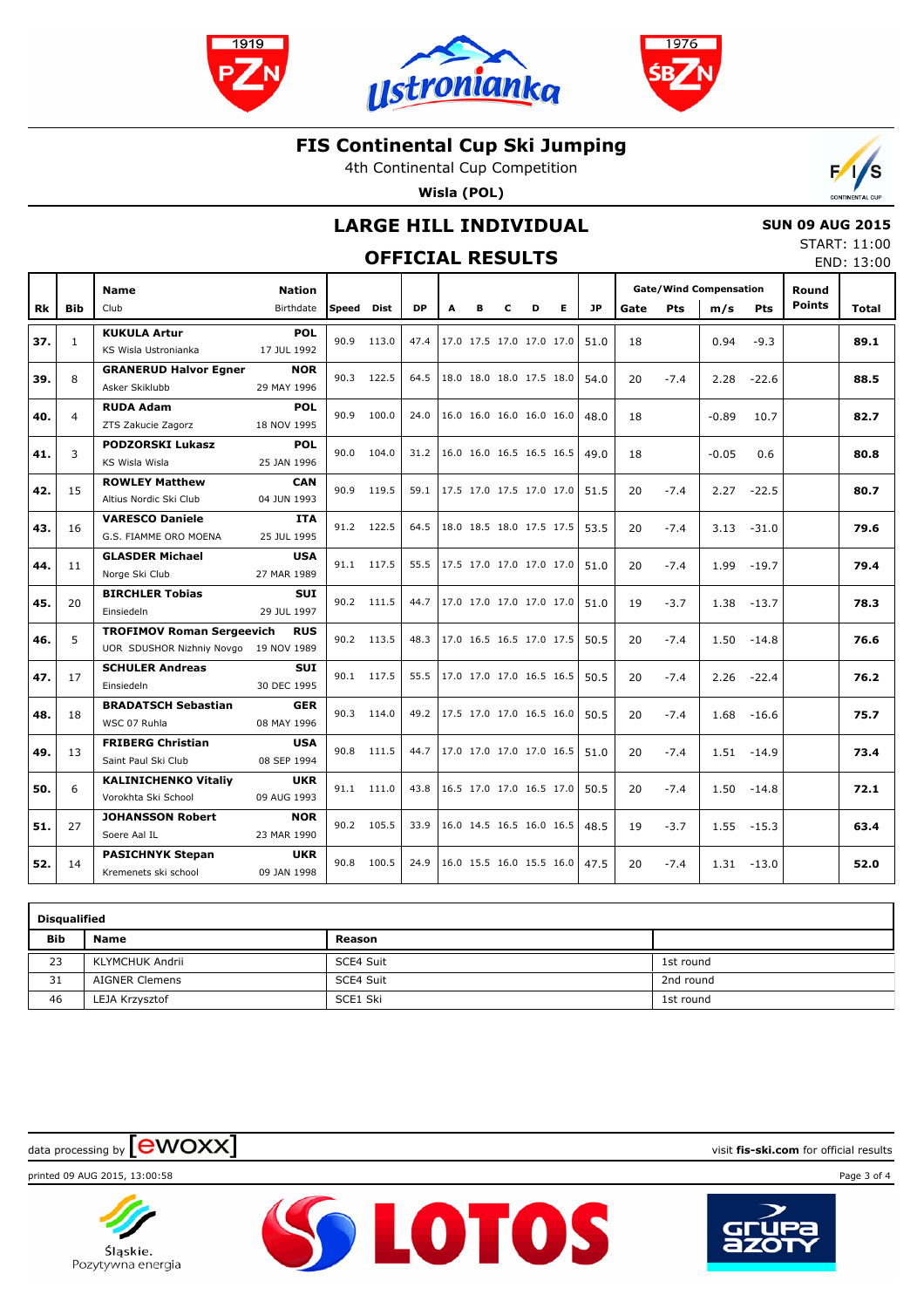# FIS Continental Cup Ski Jumping

4th Continental Cup Competition

**Wisla (POL)**

## LARGE HILL INDIVIDUAL

## OFFICIAL RESULTS

**SUN 09 AUG 2015**

START: 11:00

END: 13:00

| Rk | Bib | Name / Club | Nation / Birthdate | Speed | Dist | DP | A | B | C | D | E | JP | Gate | Pts | m/s | Pts | Round Points | Total |
|---|---|---|---|---|---|---|---|---|---|---|---|---|---|---|---|---|---|---|
| 37. | 1 | **KUKULA Artur**<br>KS Wisla Ustronianka | **POL**<br>17 JUL 1992 | 90.9 | 113.0 | 47.4 | 17.0 | 17.5 | 17.0 | 17.0 | 17.0 | 51.0 | 18 | | 0.94 | -9.3 | | **89.1** |
| 39. | 8 | **GRANERUD Halvor Egner**<br>Asker Skiklubb | **NOR**<br>29 MAY 1996 | 90.3 | 122.5 | 64.5 | 18.0 | 18.0 | 18.0 | 17.5 | 18.0 | 54.0 | 20 | -7.4 | 2.28 | -22.6 | | **88.5** |
| 40. | 4 | **RUDA Adam**<br>ZTS Zakucie Zagorz | **POL**<br>18 NOV 1995 | 90.9 | 100.0 | 24.0 | 16.0 | 16.0 | 16.0 | 16.0 | 16.0 | 48.0 | 18 | | -0.89 | 10.7 | | **82.7** |
| 41. | 3 | **PODZORSKI Lukasz**<br>KS Wisla Wisla | **POL**<br>25 JAN 1996 | 90.0 | 104.0 | 31.2 | 16.0 | 16.0 | 16.5 | 16.5 | 16.5 | 49.0 | 18 | | -0.05 | 0.6 | | **80.8** |
| 42. | 15 | **ROWLEY Matthew**<br>Altius Nordic Ski Club | **CAN**<br>04 JUN 1993 | 90.9 | 119.5 | 59.1 | 17.5 | 17.0 | 17.5 | 17.0 | 17.0 | 51.5 | 20 | -7.4 | 2.27 | -22.5 | | **80.7** |
| 43. | 16 | **VARESCO Daniele**<br>G.S. FIAMME ORO MOENA | **ITA**<br>25 JUL 1995 | 91.2 | 122.5 | 64.5 | 18.0 | 18.5 | 18.0 | 17.5 | 17.5 | 53.5 | 20 | -7.4 | 3.13 | -31.0 | | **79.6** |
| 44. | 11 | **GLASDER Michael**<br>Norge Ski Club | **USA**<br>27 MAR 1989 | 91.1 | 117.5 | 55.5 | 17.5 | 17.0 | 17.0 | 17.0 | 17.0 | 51.0 | 20 | -7.4 | 1.99 | -19.7 | | **79.4** |
| 45. | 20 | **BIRCHLER Tobias**<br>Einsiedeln | **SUI**<br>29 JUL 1997 | 90.2 | 111.5 | 44.7 | 17.0 | 17.0 | 17.0 | 17.0 | 17.0 | 51.0 | 19 | -3.7 | 1.38 | -13.7 | | **78.3** |
| 46. | 5 | **TROFIMOV Roman Sergeevich**<br>UOR SDUSHOR Nizhny Novgo | **RUS**<br>19 NOV 1989 | 90.2 | 113.5 | 48.3 | 17.0 | 16.5 | 16.5 | 17.0 | 17.5 | 50.5 | 20 | -7.4 | 1.50 | -14.8 | | **76.6** |
| 47. | 17 | **SCHULER Andreas**<br>Einsiedeln | **SUI**<br>30 DEC 1995 | 90.1 | 117.5 | 55.5 | 17.0 | 17.0 | 17.0 | 16.5 | 16.5 | 50.5 | 20 | -7.4 | 2.26 | -22.4 | | **76.2** |
| 48. | 18 | **BRADATSCH Sebastian**<br>WSC 07 Ruhla | **GER**<br>08 MAY 1996 | 90.3 | 114.0 | 49.2 | 17.5 | 17.0 | 17.0 | 16.5 | 16.0 | 50.5 | 20 | -7.4 | 1.68 | -16.6 | | **75.7** |
| 49. | 13 | **FRIBERG Christian**<br>Saint Paul Ski Club | **USA**<br>08 SEP 1994 | 90.8 | 111.5 | 44.7 | 17.0 | 17.0 | 17.0 | 17.0 | 16.5 | 51.0 | 20 | -7.4 | 1.51 | -14.9 | | **73.4** |
| 50. | 6 | **KALINICHENKO Vitaliy**<br>Vorokhta Ski School | **UKR**<br>09 AUG 1993 | 91.1 | 111.0 | 43.8 | 16.5 | 17.0 | 17.0 | 16.5 | 17.0 | 50.5 | 20 | -7.4 | 1.50 | -14.8 | | **72.1** |
| 51. | 27 | **JOHANSSON Robert**<br>Soere Aal IL | **NOR**<br>23 MAR 1990 | 90.2 | 105.5 | 33.9 | 16.0 | 14.5 | 16.5 | 16.0 | 16.5 | 48.5 | 19 | -3.7 | 1.55 | -15.3 | | **63.4** |
| 52. | 14 | **PASICHNYK Stepan**<br>Kremenets ski school | **UKR**<br>09 JAN 1998 | 90.8 | 100.5 | 24.9 | 16.0 | 15.5 | 16.0 | 15.5 | 16.0 | 47.5 | 20 | -7.4 | 1.31 | -13.0 | | **52.0** |

| Disqualified | | | |
|---|---|---|---|
| **Bib** | **Name** | **Reason** | |
| 23 | KLYMCHUK Andrii | SCE4 Suit | 1st round |
| 31 | AIGNER Clemens | SCE4 Suit | 2nd round |
| 46 | LEJA Krzysztof | SCE1 Ski | 1st round |

data processing by ewoxx — visit **fis-ski.com** for official results

printed 09 AUG 2015, 13:00:58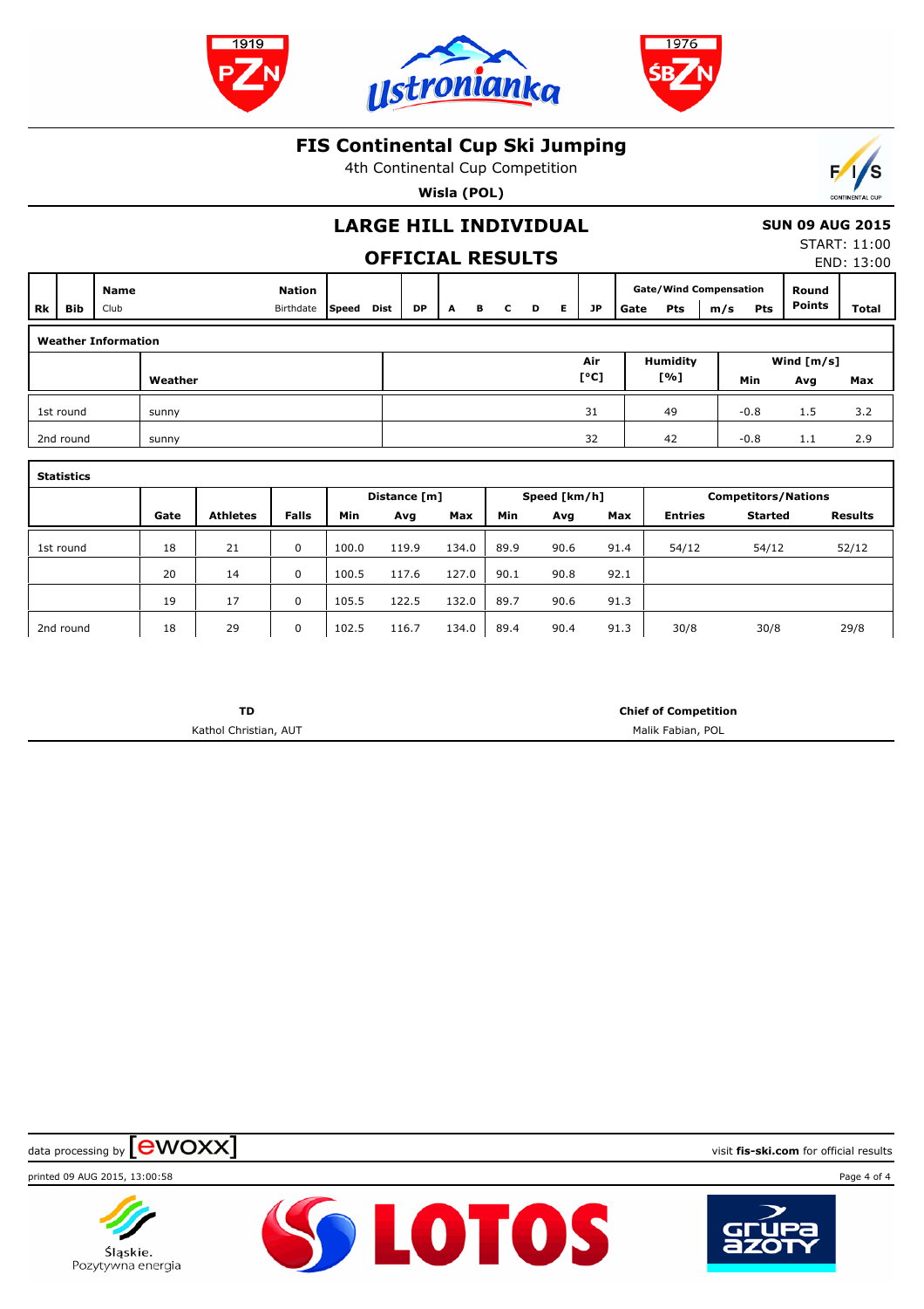## FIS Continental Cup Ski Jumping

4th Continental Cup Competition

**Wisla (POL)**

## LARGE HILL INDIVIDUAL

## OFFICIAL RESULTS

**SUN 09 AUG 2015**

START: 11:00

END: 13:00

| Rk | Bib | Name / Club | Nation / Birthdate | Speed | Dist | DP | A | B | C | D | E | JP | Gate/Wind Compensation | | | | Round Points | Total |
|---|---|---|---|---|---|---|---|---|---|---|---|---|---|---|---|---|---|---|
| | | | | | | | | | | | | | Gate | Pts | m/s | Pts | | |

### Weather Information

| | Weather | Air [°C] | Humidity [%] | Wind [m/s] Min | Avg | Max |
|---|---|---|---|---|---|---|
| 1st round | sunny | 31 | 49 | -0.8 | 1.5 | 3.2 |
| 2nd round | sunny | 32 | 42 | -0.8 | 1.1 | 2.9 |

### Statistics

| | Gate | Athletes | Falls | Distance [m] | | | Speed [km/h] | | | Competitors/Nations | | |
|---|---|---|---|---|---|---|---|---|---|---|---|---|
| | | | | Min | Avg | Max | Min | Avg | Max | Entries | Started | Results |
| 1st round | 18 | 21 | 0 | 100.0 | 119.9 | 134.0 | 89.9 | 90.6 | 91.4 | 54/12 | 54/12 | 52/12 |
| | 20 | 14 | 0 | 100.5 | 117.6 | 127.0 | 90.1 | 90.8 | 92.1 | | | |
| | 19 | 17 | 0 | 105.5 | 122.5 | 132.0 | 89.7 | 90.6 | 91.3 | | | |
| 2nd round | 18 | 29 | 0 | 102.5 | 116.7 | 134.0 | 89.4 | 90.4 | 91.3 | 30/8 | 30/8 | 29/8 |

**TD**
Kathol Christian, AUT

**Chief of Competition**
Malik Fabian, POL

data processing by ewoxx

visit **fis-ski.com** for official results

printed 09 AUG 2015, 13:00:58